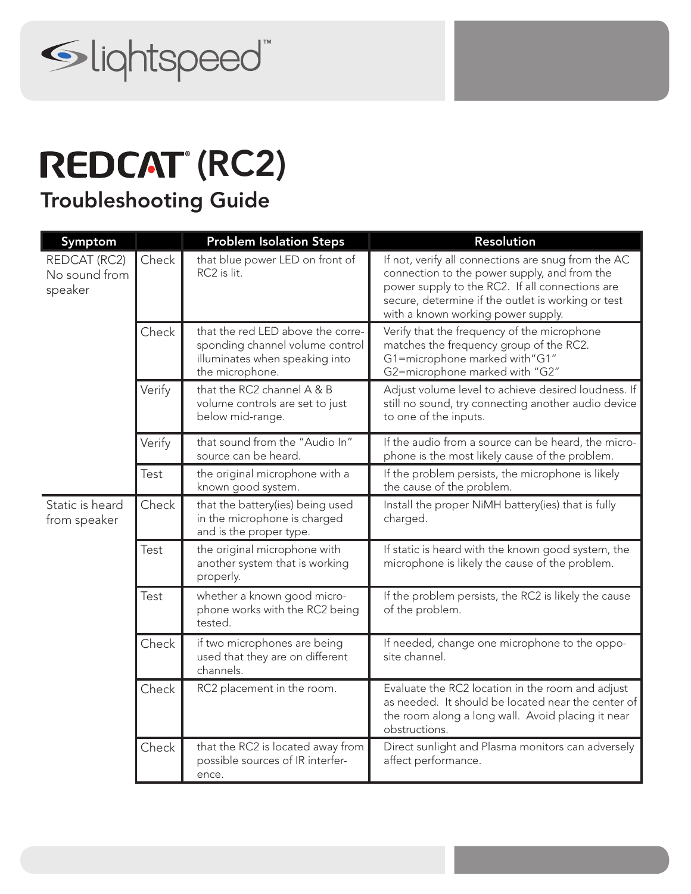lightspeed™

# REDCAT® (RC2)

## Troubleshooting Guide

| Symptom | | Problem Isolation Steps | Resolution |
|---|---|---|---|
| REDCAT (RC2) No sound from speaker | Check | that blue power LED on front of RC2 is lit. | If not, verify all connections are snug from the AC connection to the power supply, and from the power supply to the RC2. If all connections are secure, determine if the outlet is working or test with a known working power supply. |
| | Check | that the red LED above the corresponding channel volume control illuminates when speaking into the microphone. | Verify that the frequency of the microphone matches the frequency group of the RC2. G1=microphone marked with"G1" G2=microphone marked with "G2" |
| | Verify | that the RC2 channel A & B volume controls are set to just below mid-range. | Adjust volume level to achieve desired loudness. If still no sound, try connecting another audio device to one of the inputs. |
| | Verify | that sound from the "Audio In" source can be heard. | If the audio from a source can be heard, the microphone is the most likely cause of the problem. |
| | Test | the original microphone with a known good system. | If the problem persists, the microphone is likely the cause of the problem. |
| Static is heard from speaker | Check | that the battery(ies) being used in the microphone is charged and is the proper type. | Install the proper NiMH battery(ies) that is fully charged. |
| | Test | the original microphone with another system that is working properly. | If static is heard with the known good system, the microphone is likely the cause of the problem. |
| | Test | whether a known good microphone works with the RC2 being tested. | If the problem persists, the RC2 is likely the cause of the problem. |
| | Check | if two microphones are being used that they are on different channels. | If needed, change one microphone to the opposite channel. |
| | Check | RC2 placement in the room. | Evaluate the RC2 location in the room and adjust as needed. It should be located near the center of the room along a long wall. Avoid placing it near obstructions. |
| | Check | that the RC2 is located away from possible sources of IR interference. | Direct sunlight and Plasma monitors can adversely affect performance. |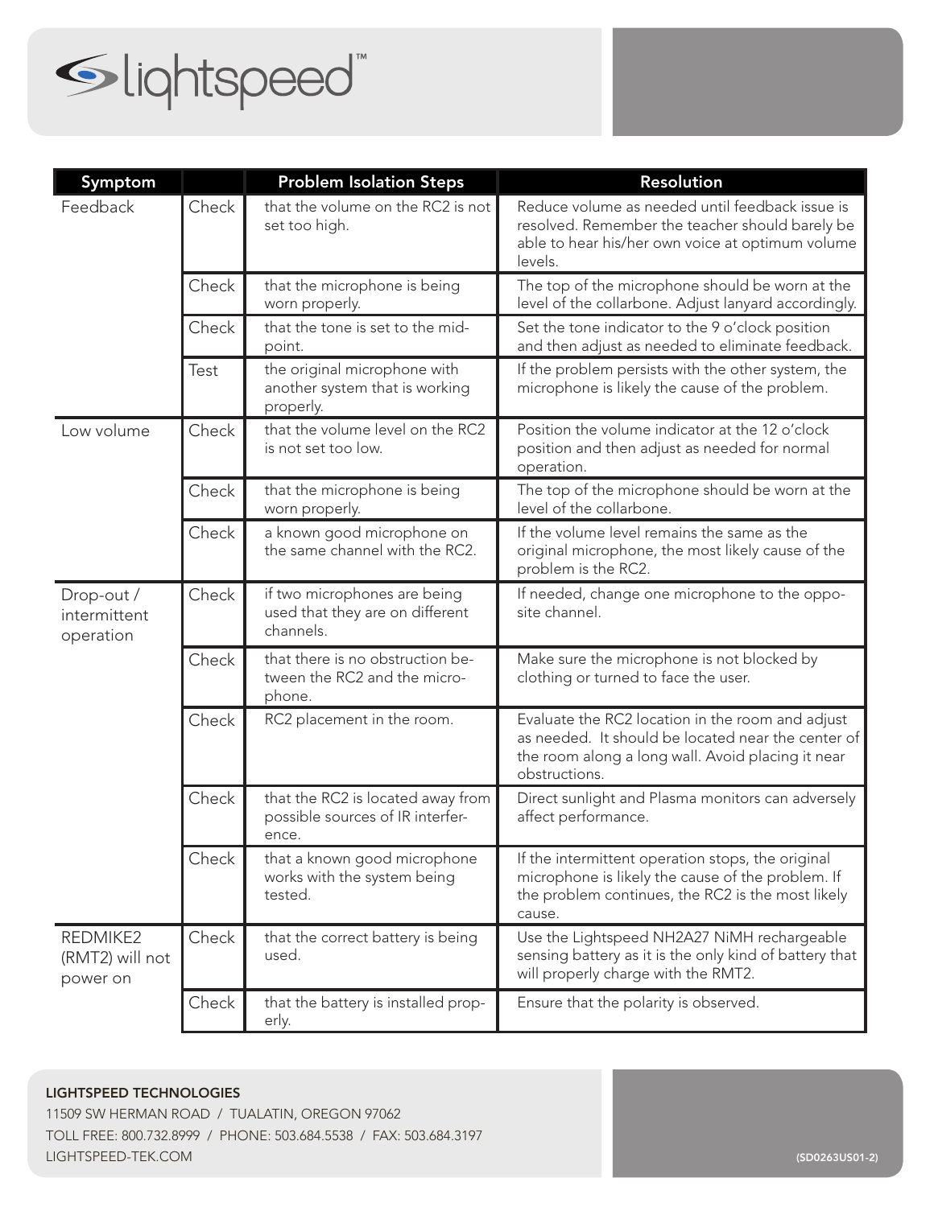| Symptom | | Problem Isolation Steps | Resolution |
|---|---|---|---|
| Feedback | Check | that the volume on the RC2 is not set too high. | Reduce volume as needed until feedback issue is resolved. Remember the teacher should barely be able to hear his/her own voice at optimum volume levels. |
| | Check | that the microphone is being worn properly. | The top of the microphone should be worn at the level of the collarbone. Adjust lanyard accordingly. |
| | Check | that the tone is set to the mid-point. | Set the tone indicator to the 9 o'clock position and then adjust as needed to eliminate feedback. |
| | Test | the original microphone with another system that is working properly. | If the problem persists with the other system, the microphone is likely the cause of the problem. |
| Low volume | Check | that the volume level on the RC2 is not set too low. | Position the volume indicator at the 12 o'clock position and then adjust as needed for normal operation. |
| | Check | that the microphone is being worn properly. | The top of the microphone should be worn at the level of the collarbone. |
| | Check | a known good microphone on the same channel with the RC2. | If the volume level remains the same as the original microphone, the most likely cause of the problem is the RC2. |
| Drop-out / intermittent operation | Check | if two microphones are being used that they are on different channels. | If needed, change one microphone to the opposite channel. |
| | Check | that there is no obstruction between the RC2 and the microphone. | Make sure the microphone is not blocked by clothing or turned to face the user. |
| | Check | RC2 placement in the room. | Evaluate the RC2 location in the room and adjust as needed. It should be located near the center of the room along a long wall. Avoid placing it near obstructions. |
| | Check | that the RC2 is located away from possible sources of IR interference. | Direct sunlight and Plasma monitors can adversely affect performance. |
| | Check | that a known good microphone works with the system being tested. | If the intermittent operation stops, the original microphone is likely the cause of the problem. If the problem continues, the RC2 is the most likely cause. |
| REDMIKE2 (RMT2) will not power on | Check | that the correct battery is being used. | Use the Lightspeed NH2A27 NiMH rechargeable sensing battery as it is the only kind of battery that will properly charge with the RMT2. |
| | Check | that the battery is installed properly. | Ensure that the polarity is observed. |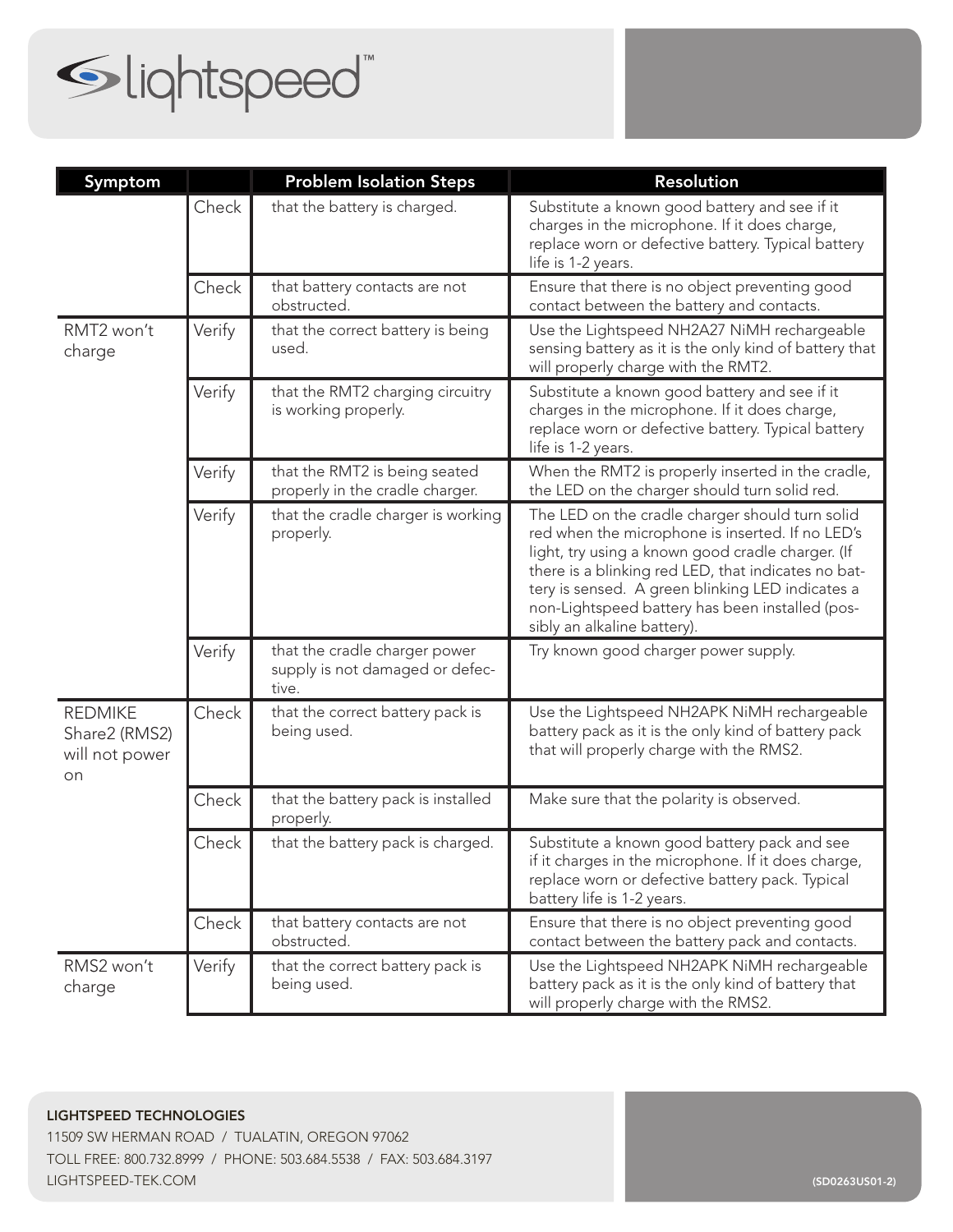| Symptom | | Problem Isolation Steps | Resolution |
|---|---|---|---|
| | Check | that the battery is charged. | Substitute a known good battery and see if it charges in the microphone. If it does charge, replace worn or defective battery. Typical battery life is 1-2 years. |
| | Check | that battery contacts are not obstructed. | Ensure that there is no object preventing good contact between the battery and contacts. |
| RMT2 won't charge | Verify | that the correct battery is being used. | Use the Lightspeed NH2A27 NiMH rechargeable sensing battery as it is the only kind of battery that will properly charge with the RMT2. |
| | Verify | that the RMT2 charging circuitry is working properly. | Substitute a known good battery and see if it charges in the microphone. If it does charge, replace worn or defective battery. Typical battery life is 1-2 years. |
| | Verify | that the RMT2 is being seated properly in the cradle charger. | When the RMT2 is properly inserted in the cradle, the LED on the charger should turn solid red. |
| | Verify | that the cradle charger is working properly. | The LED on the cradle charger should turn solid red when the microphone is inserted. If no LED's light, try using a known good cradle charger. (If there is a blinking red LED, that indicates no battery is sensed. A green blinking LED indicates a non-Lightspeed battery has been installed (possibly an alkaline battery). |
| | Verify | that the cradle charger power supply is not damaged or defective. | Try known good charger power supply. |
| REDMIKE Share2 (RMS2) will not power on | Check | that the correct battery pack is being used. | Use the Lightspeed NH2APK NiMH rechargeable battery pack as it is the only kind of battery pack that will properly charge with the RMS2. |
| | Check | that the battery pack is installed properly. | Make sure that the polarity is observed. |
| | Check | that the battery pack is charged. | Substitute a known good battery pack and see if it charges in the microphone. If it does charge, replace worn or defective battery pack. Typical battery life is 1-2 years. |
| | Check | that battery contacts are not obstructed. | Ensure that there is no object preventing good contact between the battery pack and contacts. |
| RMS2 won't charge | Verify | that the correct battery pack is being used. | Use the Lightspeed NH2APK NiMH rechargeable battery pack as it is the only kind of battery that will properly charge with the RMS2. |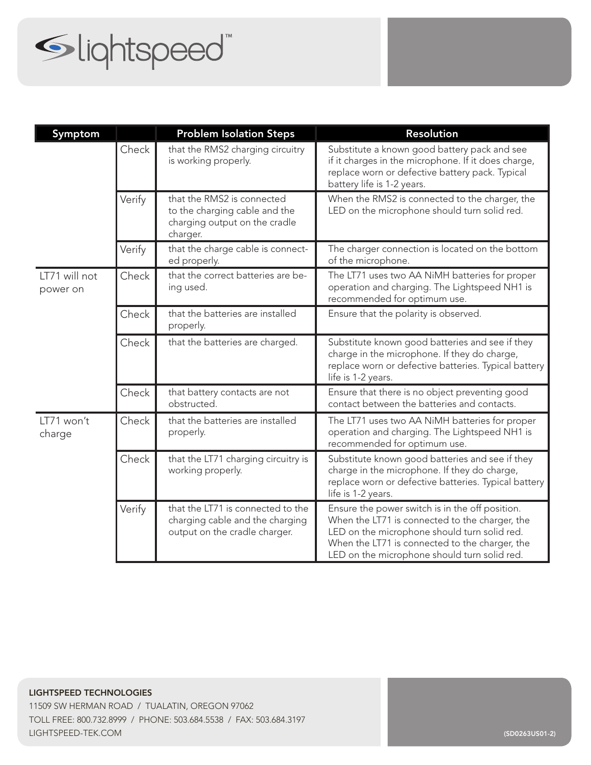| Symptom | | Problem Isolation Steps | Resolution |
|---|---|---|---|
| | Check | that the RMS2 charging circuitry is working properly. | Substitute a known good battery pack and see if it charges in the microphone. If it does charge, replace worn or defective battery pack. Typical battery life is 1-2 years. |
| | Verify | that the RMS2 is connected to the charging cable and the charging output on the cradle charger. | When the RMS2 is connected to the charger, the LED on the microphone should turn solid red. |
| | Verify | that the charge cable is connected properly. | The charger connection is located on the bottom of the microphone. |
| LT71 will not power on | Check | that the correct batteries are being used. | The LT71 uses two AA NiMH batteries for proper operation and charging. The Lightspeed NH1 is recommended for optimum use. |
| | Check | that the batteries are installed properly. | Ensure that the polarity is observed. |
| | Check | that the batteries are charged. | Substitute known good batteries and see if they charge in the microphone. If they do charge, replace worn or defective batteries. Typical battery life is 1-2 years. |
| | Check | that battery contacts are not obstructed. | Ensure that there is no object preventing good contact between the batteries and contacts. |
| LT71 won't charge | Check | that the batteries are installed properly. | The LT71 uses two AA NiMH batteries for proper operation and charging. The Lightspeed NH1 is recommended for optimum use. |
| | Check | that the LT71 charging circuitry is working properly. | Substitute known good batteries and see if they charge in the microphone. If they do charge, replace worn or defective batteries. Typical battery life is 1-2 years. |
| | Verify | that the LT71 is connected to the charging cable and the charging output on the cradle charger. | Ensure the power switch is in the off position. When the LT71 is connected to the charger, the LED on the microphone should turn solid red. When the LT71 is connected to the charger, the LED on the microphone should turn solid red. |

**LIGHTSPEED TECHNOLOGIES**

11509 SW HERMAN ROAD / TUALATIN, OREGON 97062

TOLL FREE: 800.732.8999 / PHONE: 503.684.5538 / FAX: 503.684.3197

LIGHTSPEED-TEK.COM

(SD0263US01-2)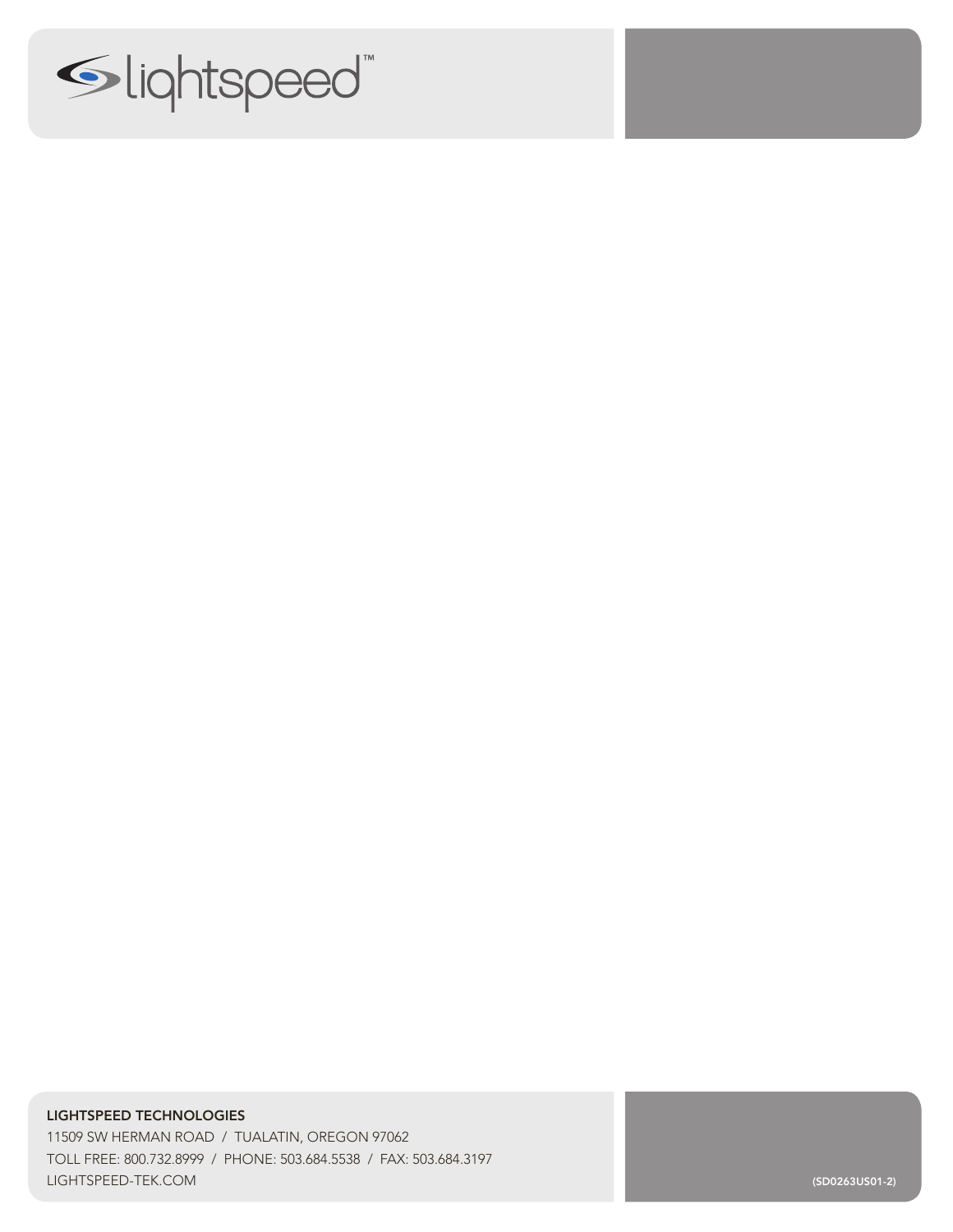lightspeed™

**LIGHTSPEED TECHNOLOGIES**

11509 SW HERMAN ROAD / TUALATIN, OREGON 97062

TOLL FREE: 800.732.8999 / PHONE: 503.684.5538 / FAX: 503.684.3197

LIGHTSPEED-TEK.COM

(SD0263US01-2)